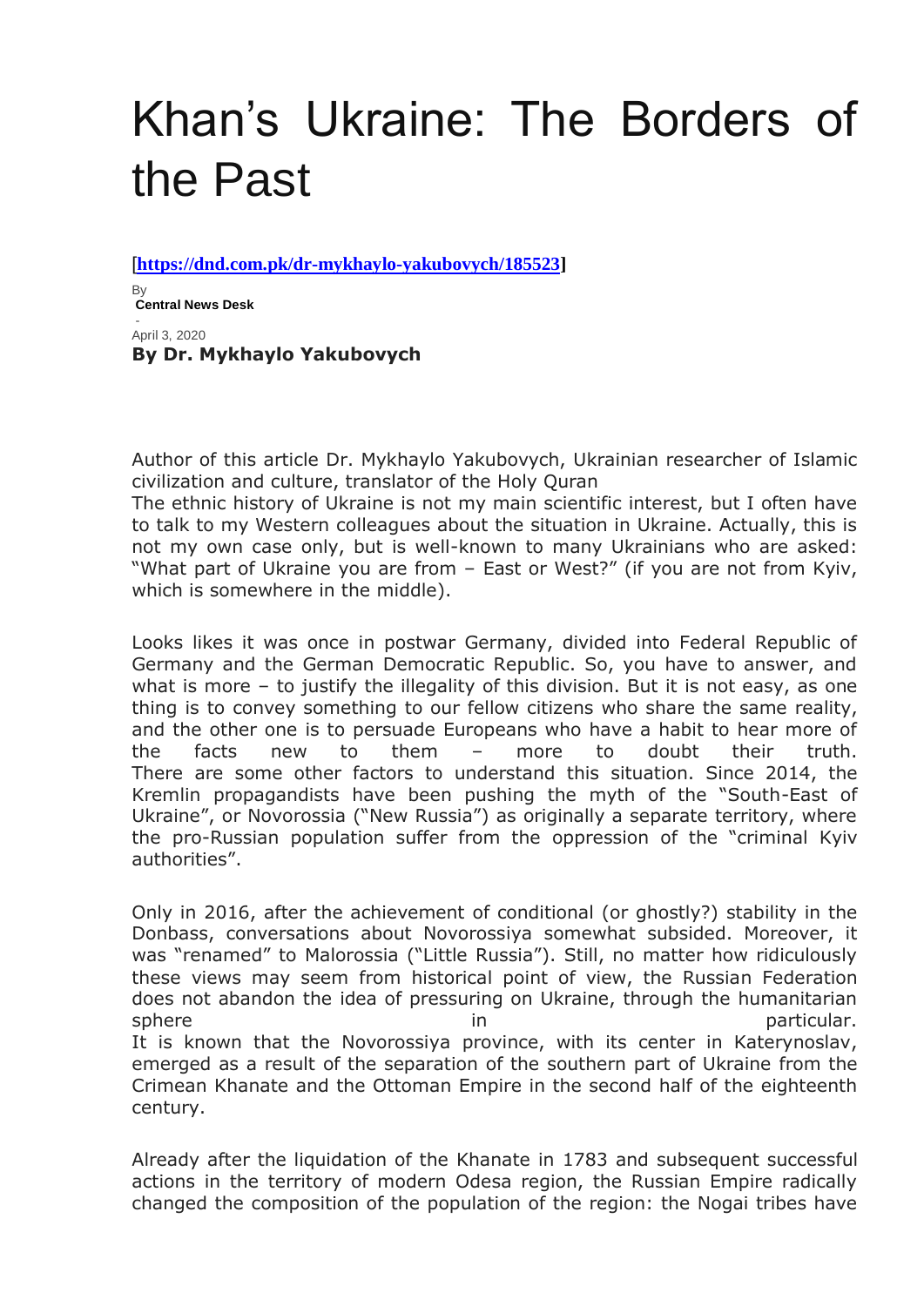# Khan's Ukraine: The Borders of the Past

**[https://dnd.com.pk/dr-mykhaylo-yakubovych/185523]**

By
**Central News Desk**

-
April 3, 2020

**By Dr. Mykhaylo Yakubovych**

Author of this article Dr. Mykhaylo Yakubovych, Ukrainian researcher of Islamic civilization and culture, translator of the Holy Quran

The ethnic history of Ukraine is not my main scientific interest, but I often have to talk to my Western colleagues about the situation in Ukraine. Actually, this is not my own case only, but is well-known to many Ukrainians who are asked: "What part of Ukraine you are from – East or West?" (if you are not from Kyiv, which is somewhere in the middle).

Looks likes it was once in postwar Germany, divided into Federal Republic of Germany and the German Democratic Republic. So, you have to answer, and what is more – to justify the illegality of this division. But it is not easy, as one thing is to convey something to our fellow citizens who share the same reality, and the other one is to persuade Europeans who have a habit to hear more of the facts new to them – more to doubt their truth.

There are some other factors to understand this situation. Since 2014, the Kremlin propagandists have been pushing the myth of the "South-East of Ukraine", or Novorossia ("New Russia") as originally a separate territory, where the pro-Russian population suffer from the oppression of the "criminal Kyiv authorities".

Only in 2016, after the achievement of conditional (or ghostly?) stability in the Donbass, conversations about Novorossiya somewhat subsided. Moreover, it was "renamed" to Malorossia ("Little Russia"). Still, no matter how ridiculously these views may seem from historical point of view, the Russian Federation does not abandon the idea of pressuring on Ukraine, through the humanitarian sphere in particular.

It is known that the Novorossiya province, with its center in Katerynoslav, emerged as a result of the separation of the southern part of Ukraine from the Crimean Khanate and the Ottoman Empire in the second half of the eighteenth century.

Already after the liquidation of the Khanate in 1783 and subsequent successful actions in the territory of modern Odesa region, the Russian Empire radically changed the composition of the population of the region: the Nogai tribes have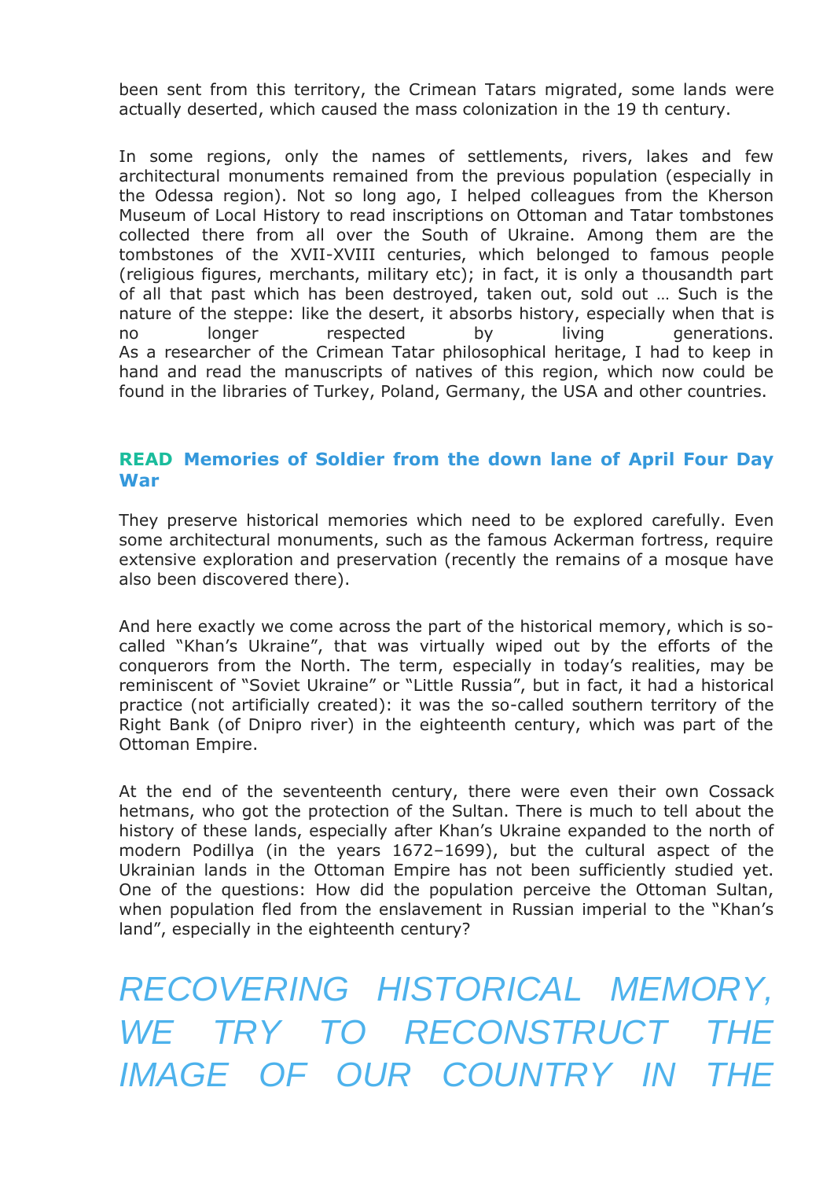been sent from this territory, the Crimean Tatars migrated, some lands were actually deserted, which caused the mass colonization in the 19 th century.

In some regions, only the names of settlements, rivers, lakes and few architectural monuments remained from the previous population (especially in the Odessa region). Not so long ago, I helped colleagues from the Kherson Museum of Local History to read inscriptions on Ottoman and Tatar tombstones collected there from all over the South of Ukraine. Among them are the tombstones of the XVII-XVIII centuries, which belonged to famous people (religious figures, merchants, military etc); in fact, it is only a thousandth part of all that past which has been destroyed, taken out, sold out … Such is the nature of the steppe: like the desert, it absorbs history, especially when that is no longer respected by living generations.
As a researcher of the Crimean Tatar philosophical heritage, I had to keep in hand and read the manuscripts of natives of this region, which now could be found in the libraries of Turkey, Poland, Germany, the USA and other countries.

**READ Memories of Soldier from the down lane of April Four Day War**

They preserve historical memories which need to be explored carefully. Even some architectural monuments, such as the famous Ackerman fortress, require extensive exploration and preservation (recently the remains of a mosque have also been discovered there).

And here exactly we come across the part of the historical memory, which is so-called "Khan's Ukraine", that was virtually wiped out by the efforts of the conquerors from the North. The term, especially in today's realities, may be reminiscent of "Soviet Ukraine" or "Little Russia", but in fact, it had a historical practice (not artificially created): it was the so-called southern territory of the Right Bank (of Dnipro river) in the eighteenth century, which was part of the Ottoman Empire.

At the end of the seventeenth century, there were even their own Cossack hetmans, who got the protection of the Sultan. There is much to tell about the history of these lands, especially after Khan's Ukraine expanded to the north of modern Podillya (in the years 1672–1699), but the cultural aspect of the Ukrainian lands in the Ottoman Empire has not been sufficiently studied yet. One of the questions: How did the population perceive the Ottoman Sultan, when population fled from the enslavement in Russian imperial to the "Khan's land", especially in the eighteenth century?

*RECOVERING HISTORICAL MEMORY, WE TRY TO RECONSTRUCT THE IMAGE OF OUR COUNTRY IN THE*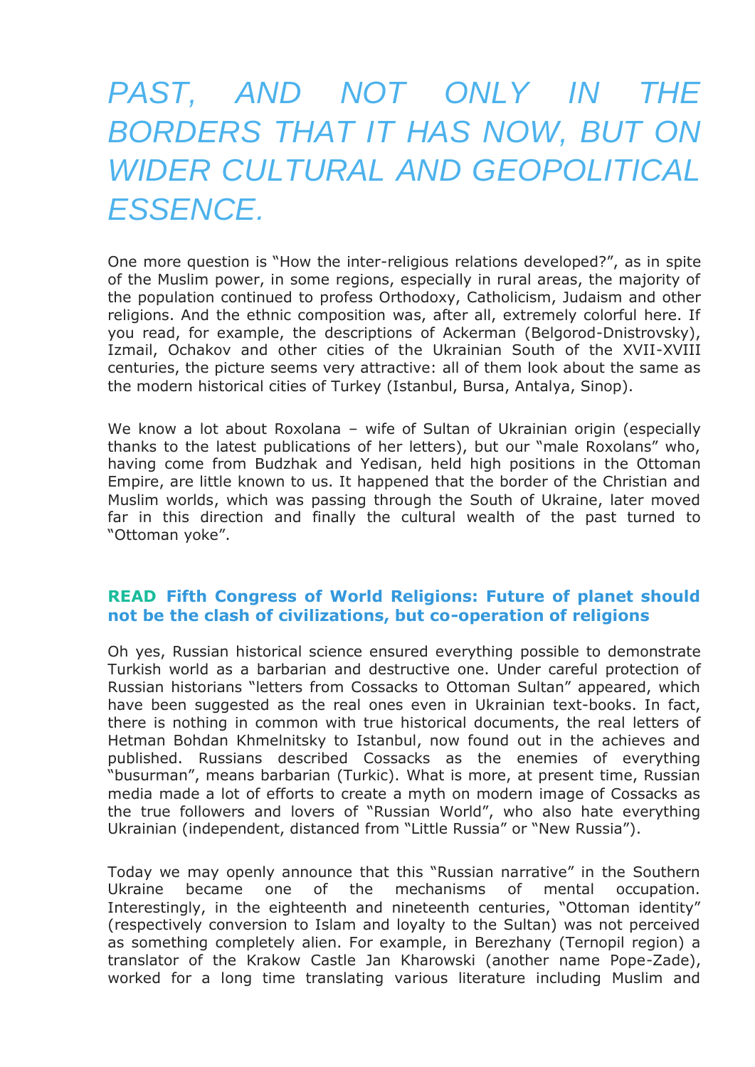*PAST, AND NOT ONLY IN THE BORDERS THAT IT HAS NOW, BUT ON WIDER CULTURAL AND GEOPOLITICAL ESSENCE.*

One more question is "How the inter-religious relations developed?", as in spite of the Muslim power, in some regions, especially in rural areas, the majority of the population continued to profess Orthodoxy, Catholicism, Judaism and other religions. And the ethnic composition was, after all, extremely colorful here. If you read, for example, the descriptions of Ackerman (Belgorod-Dnistrovsky), Izmail, Ochakov and other cities of the Ukrainian South of the XVII-XVIII centuries, the picture seems very attractive: all of them look about the same as the modern historical cities of Turkey (Istanbul, Bursa, Antalya, Sinop).

We know a lot about Roxolana – wife of Sultan of Ukrainian origin (especially thanks to the latest publications of her letters), but our "male Roxolans" who, having come from Budzhak and Yedisan, held high positions in the Ottoman Empire, are little known to us. It happened that the border of the Christian and Muslim worlds, which was passing through the South of Ukraine, later moved far in this direction and finally the cultural wealth of the past turned to "Ottoman yoke".

**READ Fifth Congress of World Religions: Future of planet should not be the clash of civilizations, but co-operation of religions**

Oh yes, Russian historical science ensured everything possible to demonstrate Turkish world as a barbarian and destructive one. Under careful protection of Russian historians "letters from Cossacks to Ottoman Sultan" appeared, which have been suggested as the real ones even in Ukrainian text-books. In fact, there is nothing in common with true historical documents, the real letters of Hetman Bohdan Khmelnitsky to Istanbul, now found out in the achieves and published. Russians described Cossacks as the enemies of everything "busurman", means barbarian (Turkic). What is more, at present time, Russian media made a lot of efforts to create a myth on modern image of Cossacks as the true followers and lovers of "Russian World", who also hate everything Ukrainian (independent, distanced from "Little Russia" or "New Russia").

Today we may openly announce that this "Russian narrative" in the Southern Ukraine became one of the mechanisms of mental occupation. Interestingly, in the eighteenth and nineteenth centuries, "Ottoman identity" (respectively conversion to Islam and loyalty to the Sultan) was not perceived as something completely alien. For example, in Berezhany (Ternopil region) a translator of the Krakow Castle Jan Kharowski (another name Pope-Zade), worked for a long time translating various literature including Muslim and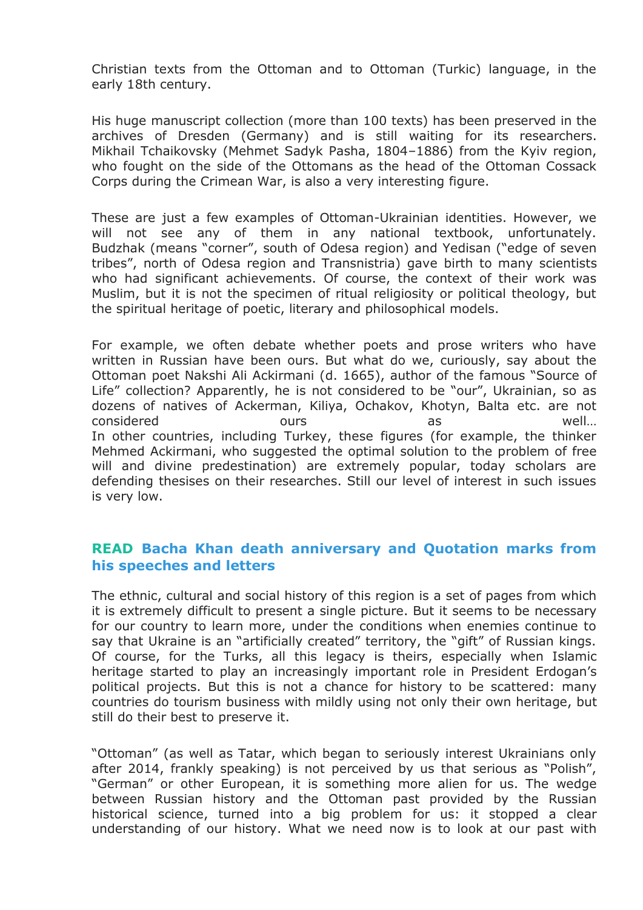Christian texts from the Ottoman and to Ottoman (Turkic) language, in the early 18th century.

His huge manuscript collection (more than 100 texts) has been preserved in the archives of Dresden (Germany) and is still waiting for its researchers. Mikhail Tchaikovsky (Mehmet Sadyk Pasha, 1804–1886) from the Kyiv region, who fought on the side of the Ottomans as the head of the Ottoman Cossack Corps during the Crimean War, is also a very interesting figure.

These are just a few examples of Ottoman-Ukrainian identities. However, we will not see any of them in any national textbook, unfortunately. Budzhak (means "corner", south of Odesa region) and Yedisan ("edge of seven tribes", north of Odesa region and Transnistria) gave birth to many scientists who had significant achievements. Of course, the context of their work was Muslim, but it is not the specimen of ritual religiosity or political theology, but the spiritual heritage of poetic, literary and philosophical models.

For example, we often debate whether poets and prose writers who have written in Russian have been ours. But what do we, curiously, say about the Ottoman poet Nakshi Ali Ackirmani (d. 1665), author of the famous "Source of Life" collection? Apparently, he is not considered to be "our", Ukrainian, so as dozens of natives of Ackerman, Kiliya, Ochakov, Khotyn, Balta etc. are not considered ours as well…
In other countries, including Turkey, these figures (for example, the thinker Mehmed Ackirmani, who suggested the optimal solution to the problem of free will and divine predestination) are extremely popular, today scholars are defending thesises on their researches. Still our level of interest in such issues is very low.

**READ Bacha Khan death anniversary and Quotation marks from his speeches and letters**

The ethnic, cultural and social history of this region is a set of pages from which it is extremely difficult to present a single picture. But it seems to be necessary for our country to learn more, under the conditions when enemies continue to say that Ukraine is an "artificially created" territory, the "gift" of Russian kings. Of course, for the Turks, all this legacy is theirs, especially when Islamic heritage started to play an increasingly important role in President Erdogan's political projects. But this is not a chance for history to be scattered: many countries do tourism business with mildly using not only their own heritage, but still do their best to preserve it.

"Ottoman" (as well as Tatar, which began to seriously interest Ukrainians only after 2014, frankly speaking) is not perceived by us that serious as "Polish", "German" or other European, it is something more alien for us. The wedge between Russian history and the Ottoman past provided by the Russian historical science, turned into a big problem for us: it stopped a clear understanding of our history. What we need now is to look at our past with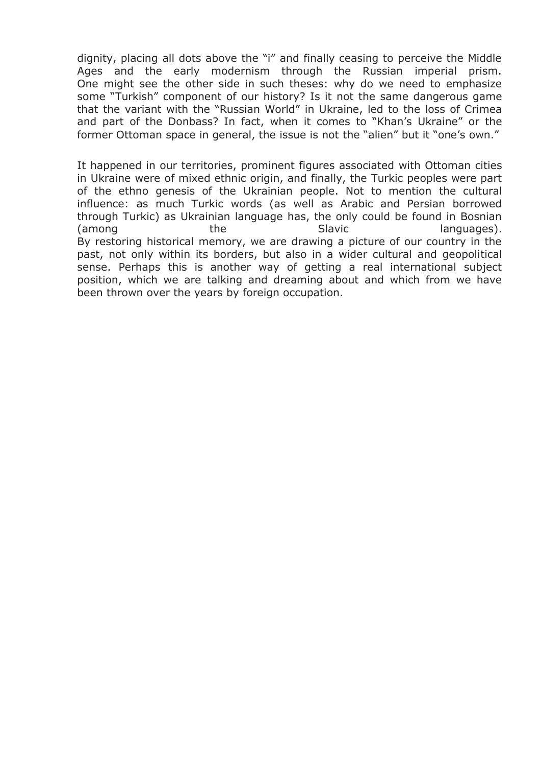dignity, placing all dots above the "i" and finally ceasing to perceive the Middle Ages and the early modernism through the Russian imperial prism. One might see the other side in such theses: why do we need to emphasize some "Turkish" component of our history? Is it not the same dangerous game that the variant with the "Russian World" in Ukraine, led to the loss of Crimea and part of the Donbass? In fact, when it comes to "Khan's Ukraine" or the former Ottoman space in general, the issue is not the "alien" but it "one's own."

It happened in our territories, prominent figures associated with Ottoman cities in Ukraine were of mixed ethnic origin, and finally, the Turkic peoples were part of the ethno genesis of the Ukrainian people. Not to mention the cultural influence: as much Turkic words (as well as Arabic and Persian borrowed through Turkic) as Ukrainian language has, the only could be found in Bosnian (among the Slavic languages).
By restoring historical memory, we are drawing a picture of our country in the past, not only within its borders, but also in a wider cultural and geopolitical sense. Perhaps this is another way of getting a real international subject position, which we are talking and dreaming about and which from we have been thrown over the years by foreign occupation.